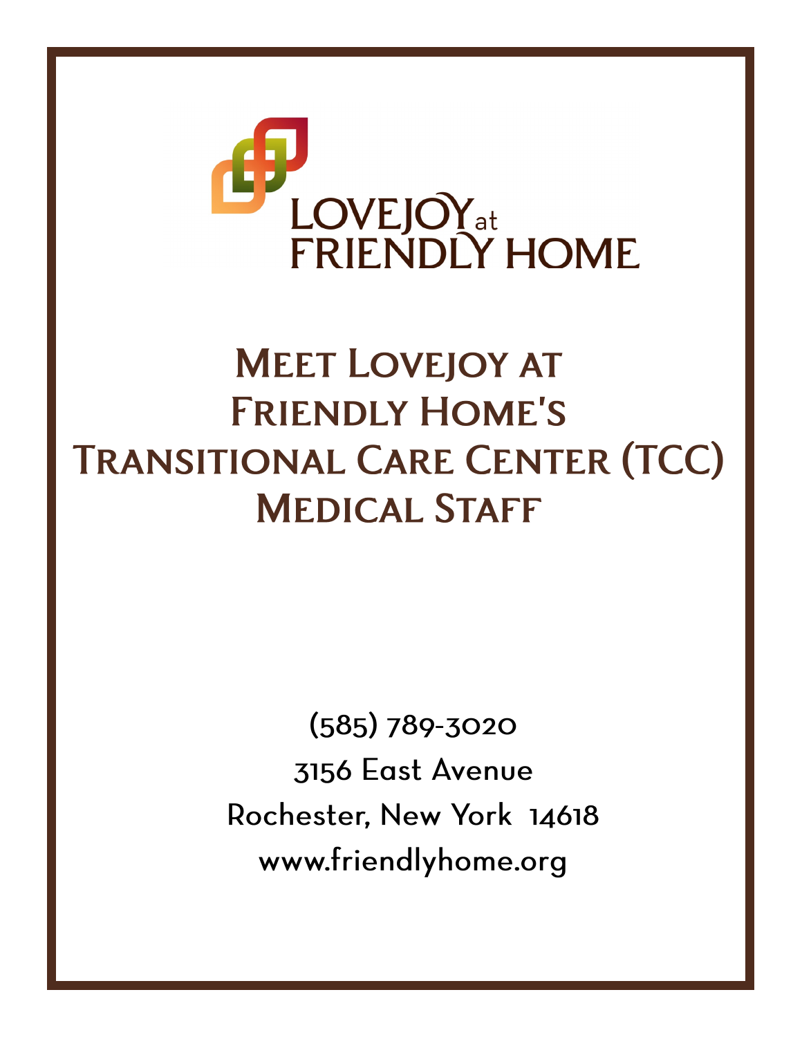LOVEJOY at FRIENDLY HOME

# Meet Lovejoy at Friendly Home's Transitional Care Center (TCC) Medical Staff

(585) 789-3020

3156 East Avenue

Rochester, New York 14618

www.friendlyhome.org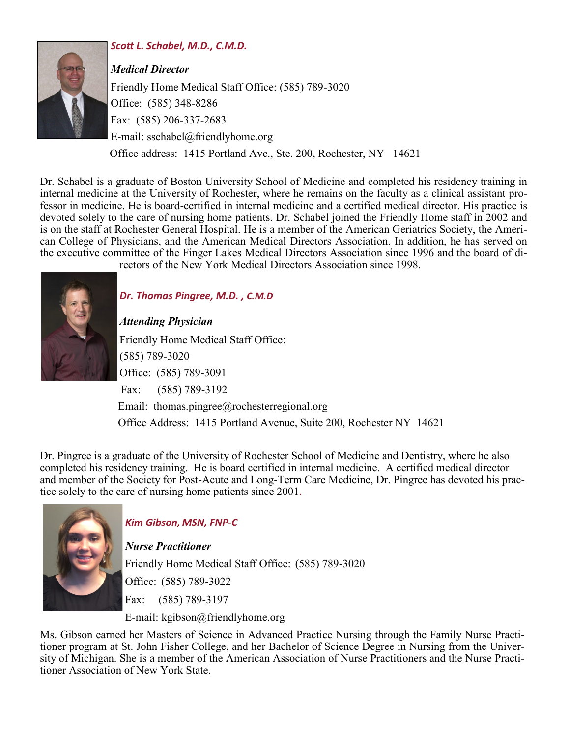***Scott L. Schabel, M.D., C.M.D.***

***Medical Director***

Friendly Home Medical Staff Office: (585) 789-3020

Office: (585) 348-8286

Fax: (585) 206-337-2683

E-mail: sschabel@friendlyhome.org

Office address: 1415 Portland Ave., Ste. 200, Rochester, NY 14621

Dr. Schabel is a graduate of Boston University School of Medicine and completed his residency training in internal medicine at the University of Rochester, where he remains on the faculty as a clinical assistant professor in medicine. He is board-certified in internal medicine and a certified medical director. His practice is devoted solely to the care of nursing home patients. Dr. Schabel joined the Friendly Home staff in 2002 and is on the staff at Rochester General Hospital. He is a member of the American Geriatrics Society, the American College of Physicians, and the American Medical Directors Association. In addition, he has served on the executive committee of the Finger Lakes Medical Directors Association since 1996 and the board of directors of the New York Medical Directors Association since 1998.

***Dr. Thomas Pingree, M.D. , C.M.D***

***Attending Physician***

Friendly Home Medical Staff Office:

(585) 789-3020

Office: (585) 789-3091

Fax: (585) 789-3192

Email: thomas.pingree@rochesterregional.org

Office Address: 1415 Portland Avenue, Suite 200, Rochester NY 14621

Dr. Pingree is a graduate of the University of Rochester School of Medicine and Dentistry, where he also completed his residency training. He is board certified in internal medicine. A certified medical director and member of the Society for Post-Acute and Long-Term Care Medicine, Dr. Pingree has devoted his practice solely to the care of nursing home patients since 2001.

***Kim Gibson, MSN, FNP-C***

***Nurse Practitioner***

Friendly Home Medical Staff Office: (585) 789-3020

Office: (585) 789-3022

Fax: (585) 789-3197

E-mail: kgibson@friendlyhome.org

Ms. Gibson earned her Masters of Science in Advanced Practice Nursing through the Family Nurse Practitioner program at St. John Fisher College, and her Bachelor of Science Degree in Nursing from the University of Michigan. She is a member of the American Association of Nurse Practitioners and the Nurse Practitioner Association of New York State.